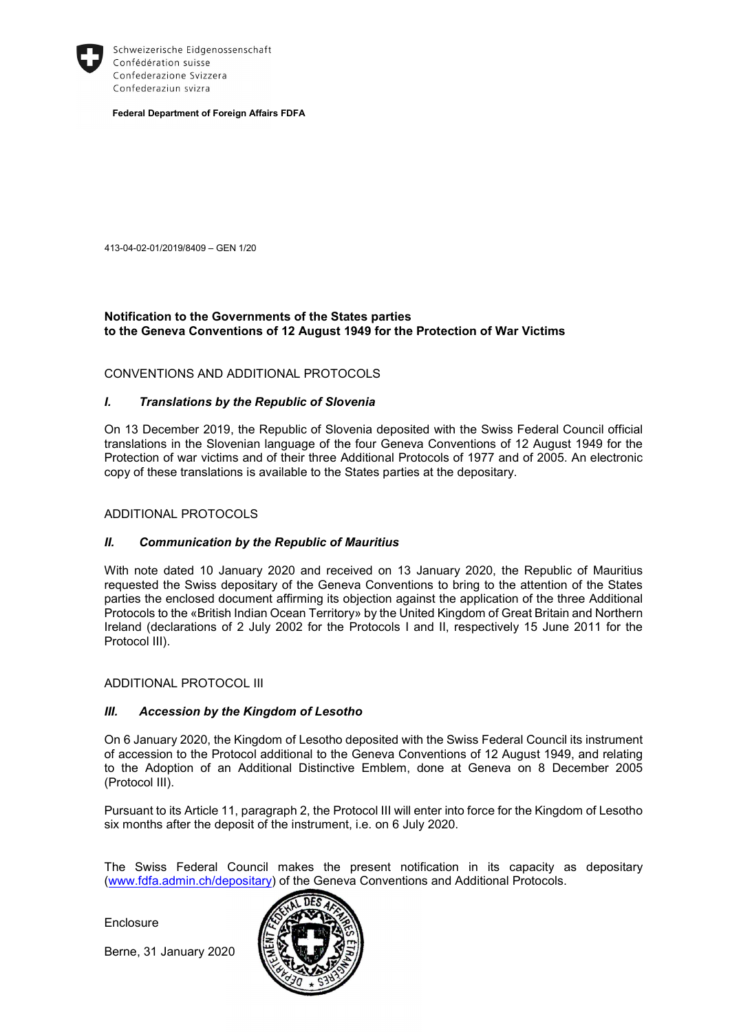Schweizerische Eidgenossenschaft
Confédération suisse
Confederazione Svizzera
Confederaziun svizra

**Federal Department of Foreign Affairs FDFA**

413-04-02-01/2019/8409 – GEN 1/20

**Notification to the Governments of the States parties**
**to the Geneva Conventions of 12 August 1949 for the Protection of War Victims**

CONVENTIONS AND ADDITIONAL PROTOCOLS

## *I. Translations by the Republic of Slovenia*

On 13 December 2019, the Republic of Slovenia deposited with the Swiss Federal Council official translations in the Slovenian language of the four Geneva Conventions of 12 August 1949 for the Protection of war victims and of their three Additional Protocols of 1977 and of 2005. An electronic copy of these translations is available to the States parties at the depositary.

ADDITIONAL PROTOCOLS

## *II. Communication by the Republic of Mauritius*

With note dated 10 January 2020 and received on 13 January 2020, the Republic of Mauritius requested the Swiss depositary of the Geneva Conventions to bring to the attention of the States parties the enclosed document affirming its objection against the application of the three Additional Protocols to the «British Indian Ocean Territory» by the United Kingdom of Great Britain and Northern Ireland (declarations of 2 July 2002 for the Protocols I and II, respectively 15 June 2011 for the Protocol III).

ADDITIONAL PROTOCOL III

## *III. Accession by the Kingdom of Lesotho*

On 6 January 2020, the Kingdom of Lesotho deposited with the Swiss Federal Council its instrument of accession to the Protocol additional to the Geneva Conventions of 12 August 1949, and relating to the Adoption of an Additional Distinctive Emblem, done at Geneva on 8 December 2005 (Protocol III).

Pursuant to its Article 11, paragraph 2, the Protocol III will enter into force for the Kingdom of Lesotho six months after the deposit of the instrument, i.e. on 6 July 2020.

The Swiss Federal Council makes the present notification in its capacity as depositary (www.fdfa.admin.ch/depositary) of the Geneva Conventions and Additional Protocols.

Enclosure

Berne, 31 January 2020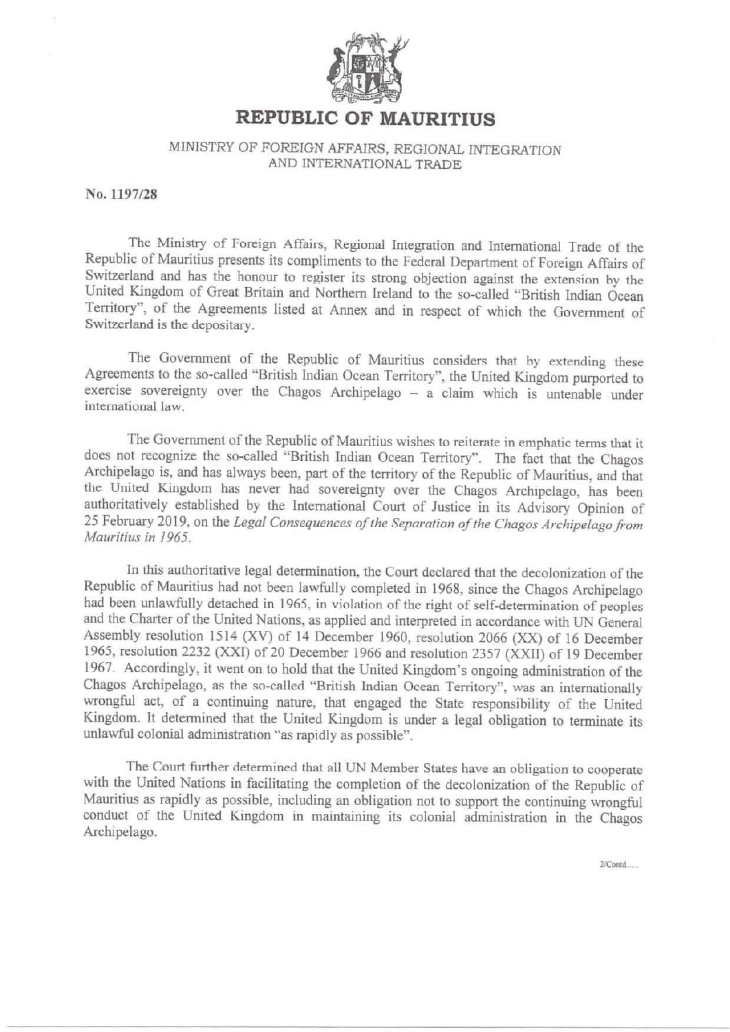# REPUBLIC OF MAURITIUS

MINISTRY OF FOREIGN AFFAIRS, REGIONAL INTEGRATION AND INTERNATIONAL TRADE

**No. 1197/28**

The Ministry of Foreign Affairs, Regional Integration and International Trade of the Republic of Mauritius presents its compliments to the Federal Department of Foreign Affairs of Switzerland and has the honour to register its strong objection against the extension by the United Kingdom of Great Britain and Northern Ireland to the so-called "British Indian Ocean Territory", of the Agreements listed at Annex and in respect of which the Government of Switzerland is the depositary.

The Government of the Republic of Mauritius considers that by extending these Agreements to the so-called "British Indian Ocean Territory", the United Kingdom purported to exercise sovereignty over the Chagos Archipelago – a claim which is untenable under international law.

The Government of the Republic of Mauritius wishes to reiterate in emphatic terms that it does not recognize the so-called "British Indian Ocean Territory". The fact that the Chagos Archipelago is, and has always been, part of the territory of the Republic of Mauritius, and that the United Kingdom has never had sovereignty over the Chagos Archipelago, has been authoritatively established by the International Court of Justice in its Advisory Opinion of 25 February 2019, on the *Legal Consequences of the Separation of the Chagos Archipelago from Mauritius in 1965*.

In this authoritative legal determination, the Court declared that the decolonization of the Republic of Mauritius had not been lawfully completed in 1968, since the Chagos Archipelago had been unlawfully detached in 1965, in violation of the right of self-determination of peoples and the Charter of the United Nations, as applied and interpreted in accordance with UN General Assembly resolution 1514 (XV) of 14 December 1960, resolution 2066 (XX) of 16 December 1965, resolution 2232 (XXI) of 20 December 1966 and resolution 2357 (XXII) of 19 December 1967. Accordingly, it went on to hold that the United Kingdom's ongoing administration of the Chagos Archipelago, as the so-called "British Indian Ocean Territory", was an internationally wrongful act, of a continuing nature, that engaged the State responsibility of the United Kingdom. It determined that the United Kingdom is under a legal obligation to terminate its unlawful colonial administration "as rapidly as possible".

The Court further determined that all UN Member States have an obligation to cooperate with the United Nations in facilitating the completion of the decolonization of the Republic of Mauritius as rapidly as possible, including an obligation not to support the continuing wrongful conduct of the United Kingdom in maintaining its colonial administration in the Chagos Archipelago.

2/Contd.....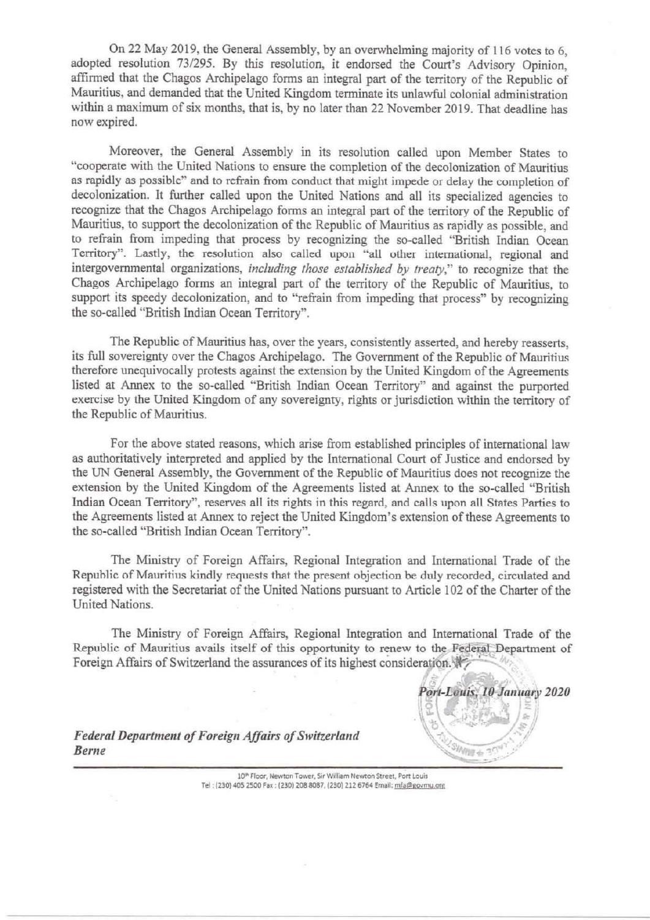On 22 May 2019, the General Assembly, by an overwhelming majority of 116 votes to 6, adopted resolution 73/295. By this resolution, it endorsed the Court's Advisory Opinion, affirmed that the Chagos Archipelago forms an integral part of the territory of the Republic of Mauritius, and demanded that the United Kingdom terminate its unlawful colonial administration within a maximum of six months, that is, by no later than 22 November 2019. That deadline has now expired.

Moreover, the General Assembly in its resolution called upon Member States to "cooperate with the United Nations to ensure the completion of the decolonization of Mauritius as rapidly as possible" and to refrain from conduct that might impede or delay the completion of decolonization. It further called upon the United Nations and all its specialized agencies to recognize that the Chagos Archipelago forms an integral part of the territory of the Republic of Mauritius, to support the decolonization of the Republic of Mauritius as rapidly as possible, and to refrain from impeding that process by recognizing the so-called "British Indian Ocean Territory". Lastly, the resolution also called upon "all other international, regional and intergovernmental organizations, *including those established by treaty*," to recognize that the Chagos Archipelago forms an integral part of the territory of the Republic of Mauritius, to support its speedy decolonization, and to "refrain from impeding that process" by recognizing the so-called "British Indian Ocean Territory".

The Republic of Mauritius has, over the years, consistently asserted, and hereby reasserts, its full sovereignty over the Chagos Archipelago. The Government of the Republic of Mauritius therefore unequivocally protests against the extension by the United Kingdom of the Agreements listed at Annex to the so-called "British Indian Ocean Territory" and against the purported exercise by the United Kingdom of any sovereignty, rights or jurisdiction within the territory of the Republic of Mauritius.

For the above stated reasons, which arise from established principles of international law as authoritatively interpreted and applied by the International Court of Justice and endorsed by the UN General Assembly, the Government of the Republic of Mauritius does not recognize the extension by the United Kingdom of the Agreements listed at Annex to the so-called "British Indian Ocean Territory", reserves all its rights in this regard, and calls upon all States Parties to the Agreements listed at Annex to reject the United Kingdom's extension of these Agreements to the so-called "British Indian Ocean Territory".

The Ministry of Foreign Affairs, Regional Integration and International Trade of the Republic of Mauritius kindly requests that the present objection be duly recorded, circulated and registered with the Secretariat of the United Nations pursuant to Article 102 of the Charter of the United Nations.

The Ministry of Foreign Affairs, Regional Integration and International Trade of the Republic of Mauritius avails itself of this opportunity to renew to the Federal Department of Foreign Affairs of Switzerland the assurances of its highest consideration.

*Port-Louis, 10 January 2020*

***Federal Department of Foreign Affairs of Switzerland***
***Berne***

10th Floor, Newton Tower, Sir William Newton Street, Port Louis
Tel : (230) 405 2500 Fax : (230) 208 8087, (230) 212 6764 Email: mfa@govmu.org